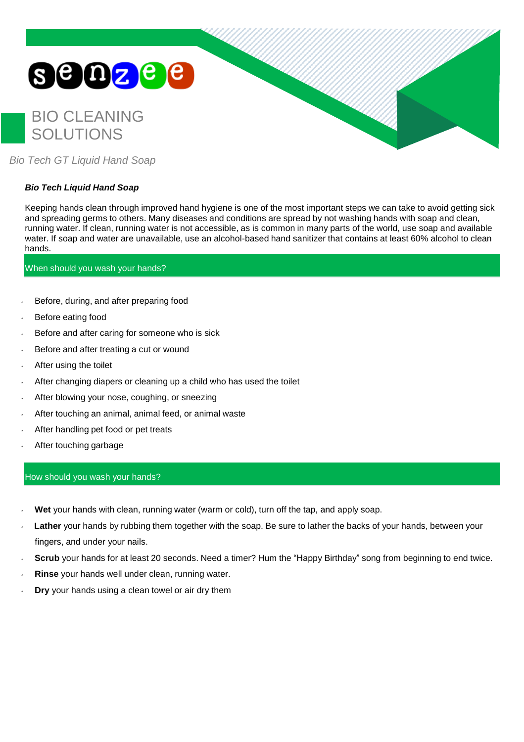senzee

# BIO CLEANING SOLUTIONS

*Bio Tech GT Liquid Hand Soap*

***Bio Tech Liquid Hand Soap***

Keeping hands clean through improved hand hygiene is one of the most important steps we can take to avoid getting sick and spreading germs to others. Many diseases and conditions are spread by not washing hands with soap and clean, running water. If clean, running water is not accessible, as is common in many parts of the world, use soap and available water. If soap and water are unavailable, use an alcohol-based hand sanitizer that contains at least 60% alcohol to clean hands.

## When should you wash your hands?

- Before, during, and after preparing food
- Before eating food
- Before and after caring for someone who is sick
- Before and after treating a cut or wound
- After using the toilet
- After changing diapers or cleaning up a child who has used the toilet
- After blowing your nose, coughing, or sneezing
- After touching an animal, animal feed, or animal waste
- After handling pet food or pet treats
- After touching garbage

## How should you wash your hands?

- **Wet** your hands with clean, running water (warm or cold), turn off the tap, and apply soap.
- **Lather** your hands by rubbing them together with the soap. Be sure to lather the backs of your hands, between your fingers, and under your nails.
- **Scrub** your hands for at least 20 seconds. Need a timer? Hum the "Happy Birthday" song from beginning to end twice.
- **Rinse** your hands well under clean, running water.
- **Dry** your hands using a clean towel or air dry them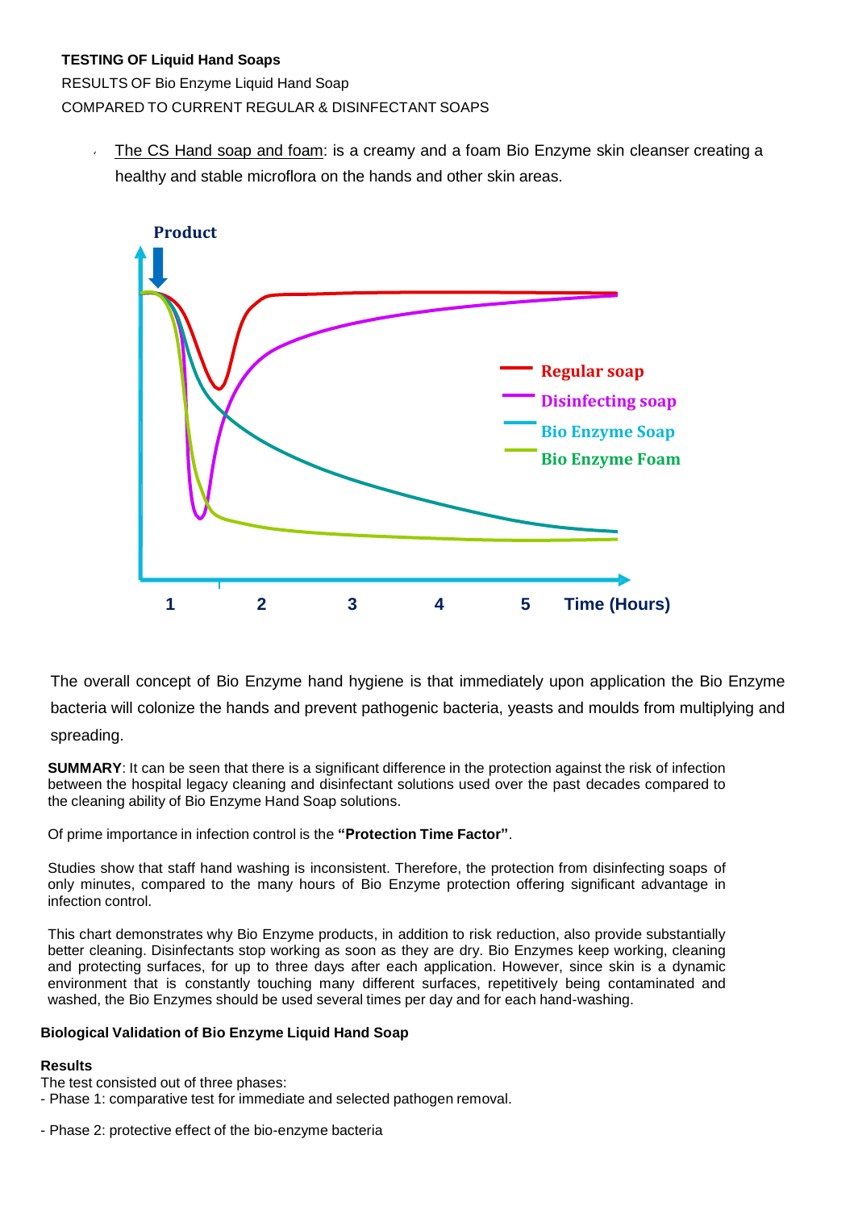**TESTING OF Liquid Hand Soaps**

RESULTS OF Bio Enzyme Liquid Hand Soap

COMPARED TO CURRENT REGULAR & DISINFECTANT SOAPS

- The CS Hand soap and foam: is a creamy and a foam Bio Enzyme skin cleanser creating a healthy and stable microflora on the hands and other skin areas.

The overall concept of Bio Enzyme hand hygiene is that immediately upon application the Bio Enzyme bacteria will colonize the hands and prevent pathogenic bacteria, yeasts and moulds from multiplying and spreading.

**SUMMARY**: It can be seen that there is a significant difference in the protection against the risk of infection between the hospital legacy cleaning and disinfectant solutions used over the past decades compared to the cleaning ability of Bio Enzyme Hand Soap solutions.

Of prime importance in infection control is the **"Protection Time Factor"**.

Studies show that staff hand washing is inconsistent. Therefore, the protection from disinfecting soaps of only minutes, compared to the many hours of Bio Enzyme protection offering significant advantage in infection control.

This chart demonstrates why Bio Enzyme products, in addition to risk reduction, also provide substantially better cleaning. Disinfectants stop working as soon as they are dry. Bio Enzymes keep working, cleaning and protecting surfaces, for up to three days after each application. However, since skin is a dynamic environment that is constantly touching many different surfaces, repetitively being contaminated and washed, the Bio Enzymes should be used several times per day and for each hand-washing.

**Biological Validation of Bio Enzyme Liquid Hand Soap**

**Results**

The test consisted out of three phases:

- Phase 1: comparative test for immediate and selected pathogen removal.

- Phase 2: protective effect of the bio-enzyme bacteria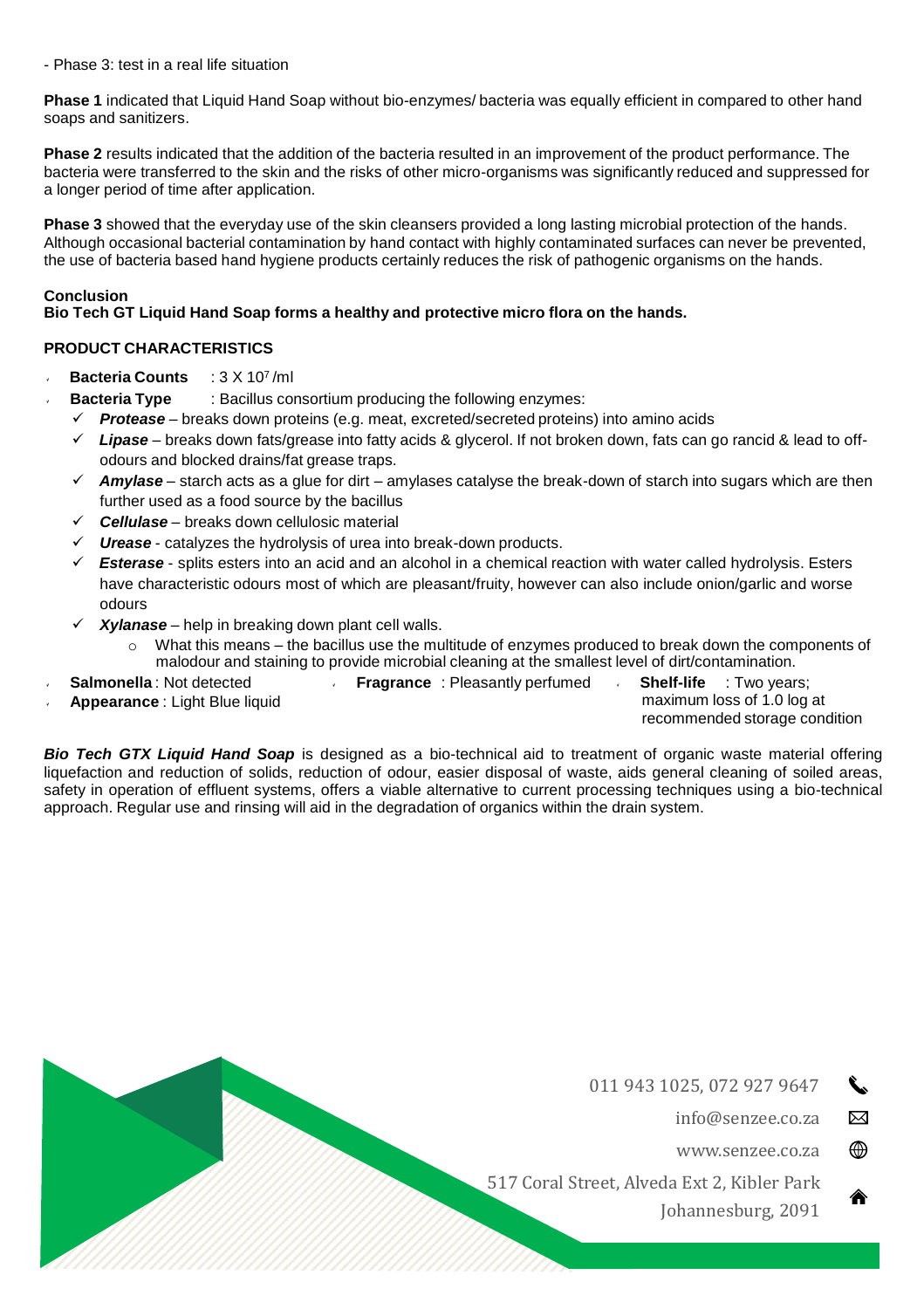- Phase 3: test in a real life situation

**Phase 1** indicated that Liquid Hand Soap without bio-enzymes/ bacteria was equally efficient in compared to other hand soaps and sanitizers.

**Phase 2** results indicated that the addition of the bacteria resulted in an improvement of the product performance. The bacteria were transferred to the skin and the risks of other micro-organisms was significantly reduced and suppressed for a longer period of time after application.

**Phase 3** showed that the everyday use of the skin cleansers provided a long lasting microbial protection of the hands. Although occasional bacterial contamination by hand contact with highly contaminated surfaces can never be prevented, the use of bacteria based hand hygiene products certainly reduces the risk of pathogenic organisms on the hands.

**Conclusion**

**Bio Tech GT Liquid Hand Soap forms a healthy and protective micro flora on the hands.**

**PRODUCT CHARACTERISTICS**

- **Bacteria Counts** : $3 \times 10^7$ /ml
- **Bacteria Type** : Bacillus consortium producing the following enzymes:
  - ✓ ***Protease*** – breaks down proteins (e.g. meat, excreted/secreted proteins) into amino acids
  - ✓ ***Lipase*** – breaks down fats/grease into fatty acids & glycerol. If not broken down, fats can go rancid & lead to off-odours and blocked drains/fat grease traps.
  - ✓ ***Amylase*** – starch acts as a glue for dirt – amylases catalyse the break-down of starch into sugars which are then further used as a food source by the bacillus
  - ✓ ***Cellulase*** – breaks down cellulosic material
  - ✓ ***Urease*** - catalyzes the hydrolysis of urea into break-down products.
  - ✓ ***Esterase*** - splits esters into an acid and an alcohol in a chemical reaction with water called hydrolysis. Esters have characteristic odours most of which are pleasant/fruity, however can also include onion/garlic and worse odours
  - ✓ ***Xylanase*** – help in breaking down plant cell walls.
    - What this means – the bacillus use the multitude of enzymes produced to break down the components of malodour and staining to provide microbial cleaning at the smallest level of dirt/contamination.
- **Salmonella** : Not detected
- **Appearance** : Light Blue liquid
- **Fragrance** : Pleasantly perfumed
- **Shelf-life** : Two years; maximum loss of 1.0 log at recommended storage condition

***Bio Tech GTX Liquid Hand Soap*** is designed as a bio-technical aid to treatment of organic waste material offering liquefaction and reduction of solids, reduction of odour, easier disposal of waste, aids general cleaning of soiled areas, safety in operation of effluent systems, offers a viable alternative to current processing techniques using a bio-technical approach. Regular use and rinsing will aid in the degradation of organics within the drain system.

011 943 1025, 072 927 9647

info@senzee.co.za

www.senzee.co.za

517 Coral Street, Alveda Ext 2, Kibler Park
Johannesburg, 2091